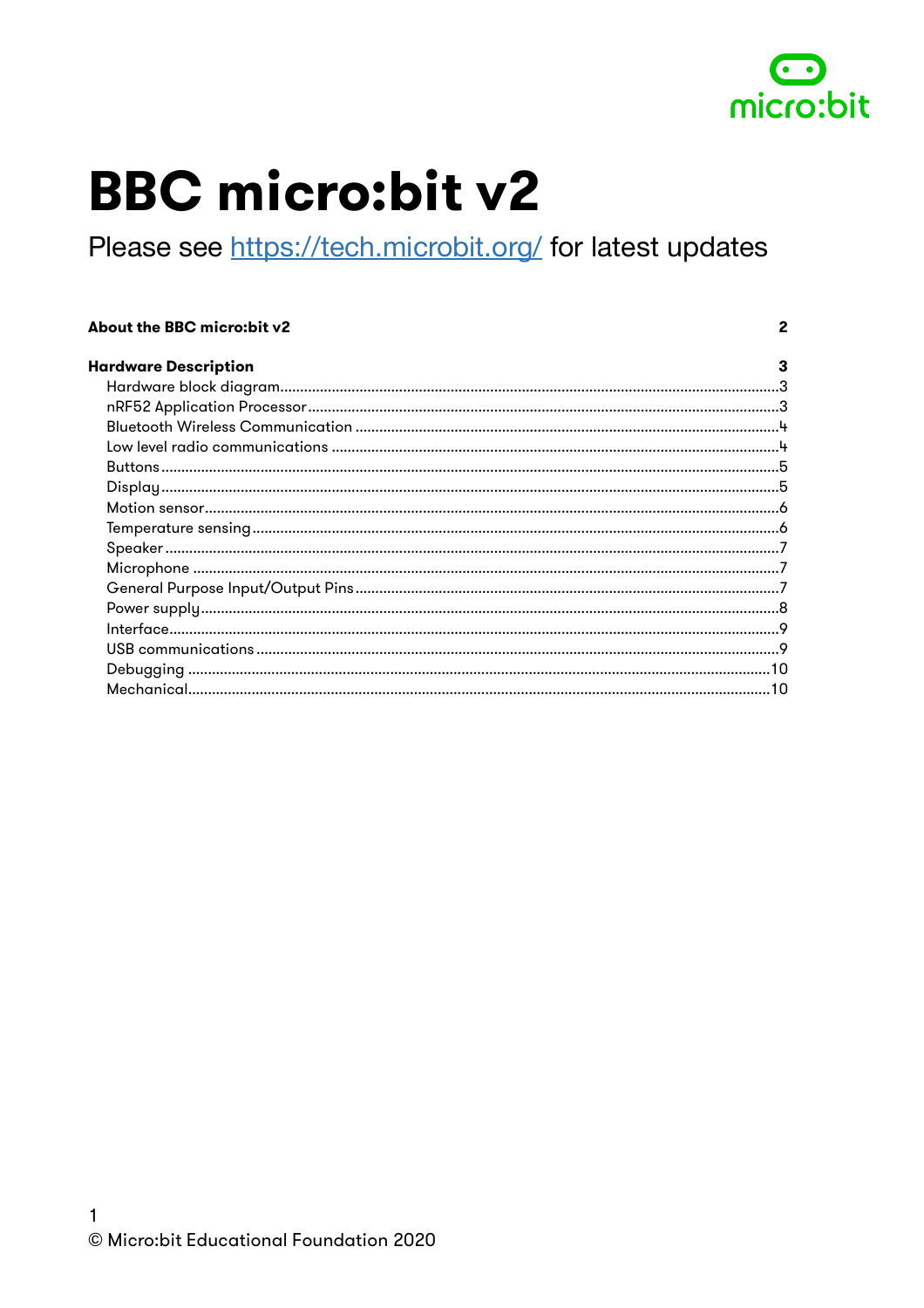# BBC micro:bit v2

Please see [https://tech.microbit.org/](https://tech.microbit.org/) for latest updates

**About the BBC micro:bit v2** 2

**Hardware Description** 3

- Hardware block diagram 3
- nRF52 Application Processor 3
- Bluetooth Wireless Communication 4
- Low level radio communications 4
- Buttons 5
- Display 5
- Motion sensor 6
- Temperature sensing 6
- Speaker 7
- Microphone 7
- General Purpose Input/Output Pins 7
- Power supply 8
- Interface 9
- USB communications 9
- Debugging 10
- Mechanical 10

© Micro:bit Educational Foundation 2020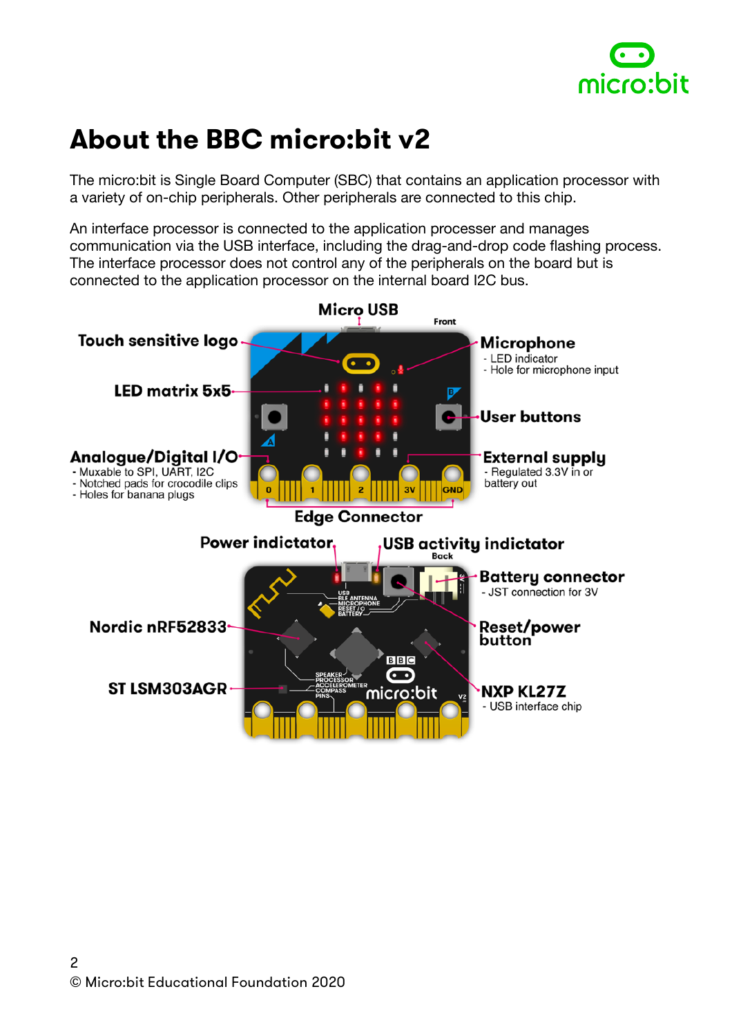# About the BBC micro:bit v2

The micro:bit is Single Board Computer (SBC) that contains an application processor with a variety of on-chip peripherals. Other peripherals are connected to this chip.

An interface processor is connected to the application processer and manages communication via the USB interface, including the drag-and-drop code flashing process. The interface processor does not control any of the peripherals on the board but is connected to the application processor on the internal board I2C bus.

**Front**

**Micro USB**

**Touch sensitive logo**

**LED matrix 5x5**

**Analogue/Digital I/O**
- Muxable to SPI, UART, I2C
- Notched pads for crocodile clips
- Holes for banana plugs

**Microphone**
- LED indicator
- Hole for microphone input

**User buttons**

**External supply**
- Regulated 3.3V in or battery out

**Edge Connector**

0 1 2 3V GND

**Back**

**Power indictator**

**USB activity indictator**

**Battery connector**
- JST connection for 3V

**Nordic nRF52833**

**Reset/power button**

**ST LSM303AGR**

**NXP KL27Z**
- USB interface chip

USB, BLE ANTENNA, MICROPHONE, RESET / O, BATTERY

SPEAKER, PROCESSOR, ACCELEROMETER, COMPASS, PINS

BBC micro:bit V2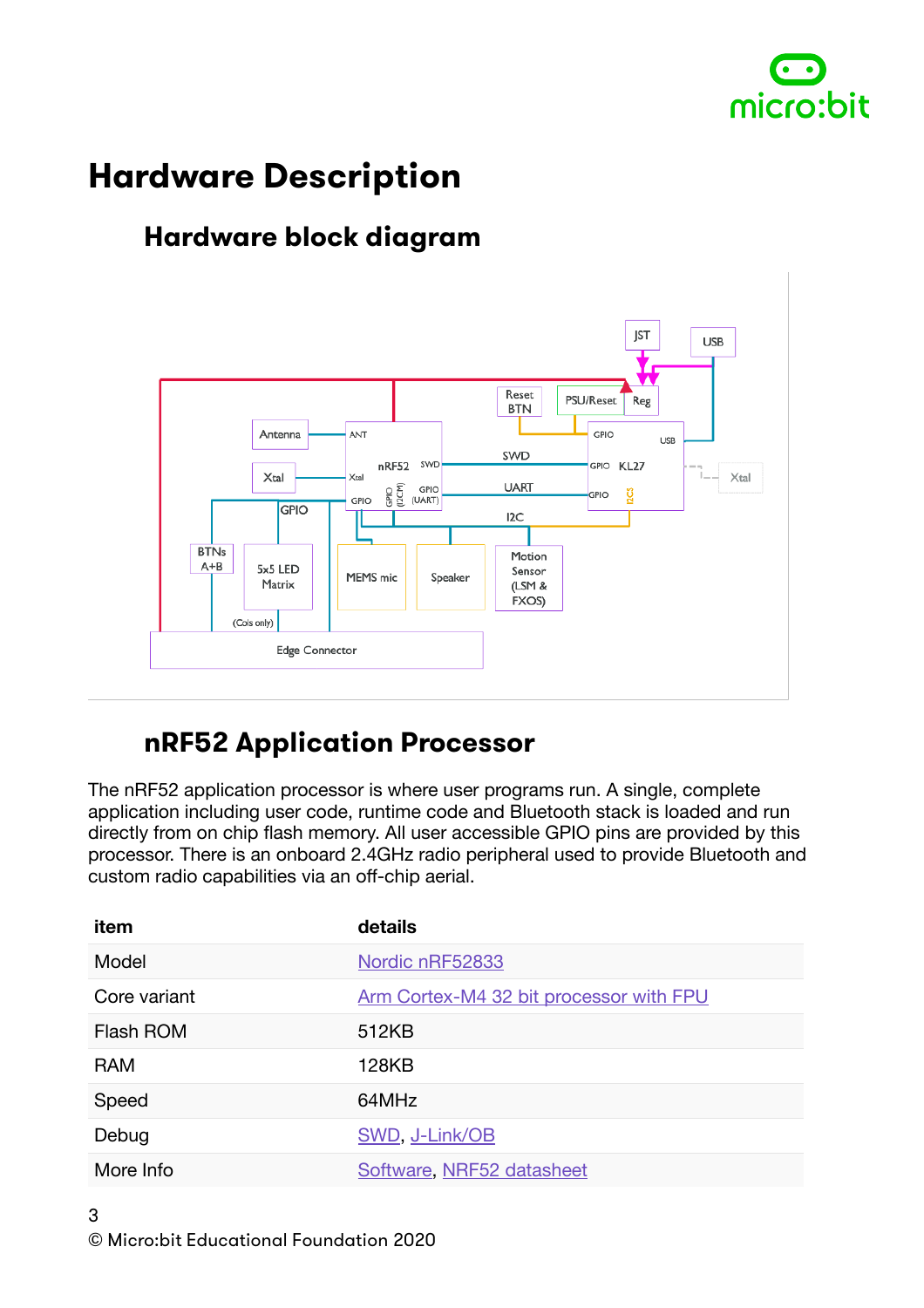# Hardware Description

## Hardware block diagram

## nRF52 Application Processor

The nRF52 application processor is where user programs run. A single, complete application including user code, runtime code and Bluetooth stack is loaded and run directly from on chip flash memory. All user accessible GPIO pins are provided by this processor. There is an onboard 2.4GHz radio peripheral used to provide Bluetooth and custom radio capabilities via an off-chip aerial.

| item | details |
| --- | --- |
| Model | Nordic nRF52833 |
| Core variant | Arm Cortex-M4 32 bit processor with FPU |
| Flash ROM | 512KB |
| RAM | 128KB |
| Speed | 64MHz |
| Debug | SWD, J-Link/OB |
| More Info | Software, NRF52 datasheet |

© Micro:bit Educational Foundation 2020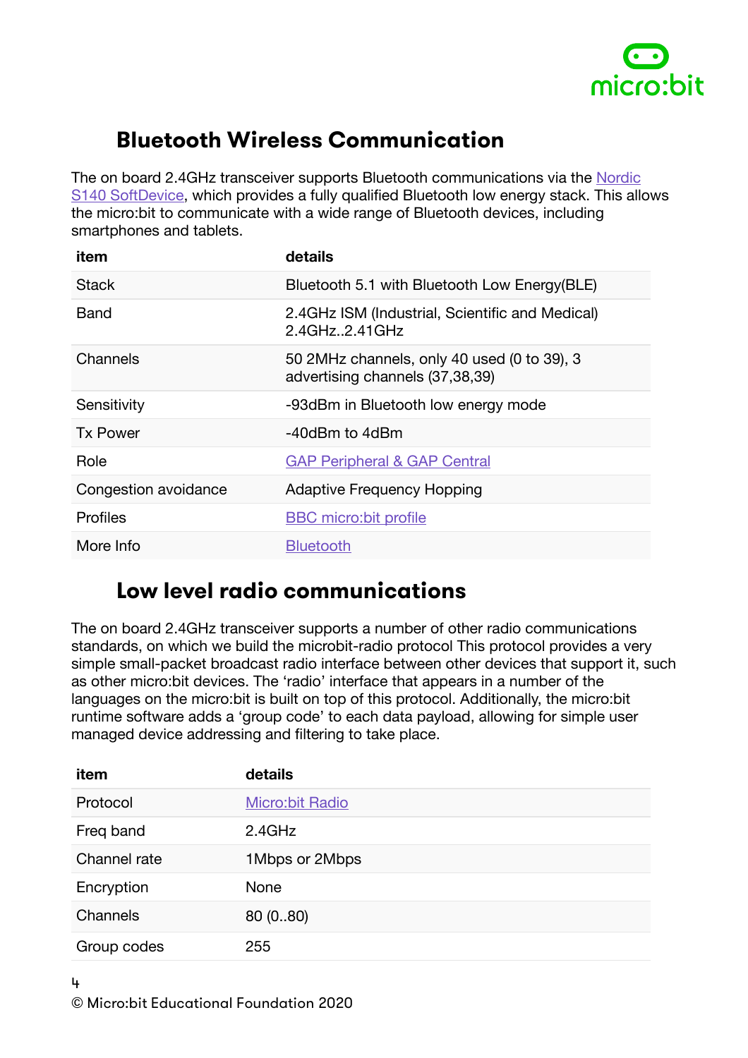## Bluetooth Wireless Communication

The on board 2.4GHz transceiver supports Bluetooth communications via the [Nordic S140 SoftDevice], which provides a fully qualified Bluetooth low energy stack. This allows the micro:bit to communicate with a wide range of Bluetooth devices, including smartphones and tablets.

| item | details |
| --- | --- |
| Stack | Bluetooth 5.1 with Bluetooth Low Energy(BLE) |
| Band | 2.4GHz ISM (Industrial, Scientific and Medical) 2.4GHz..2.41GHz |
| Channels | 50 2MHz channels, only 40 used (0 to 39), 3 advertising channels (37,38,39) |
| Sensitivity | -93dBm in Bluetooth low energy mode |
| Tx Power | -40dBm to 4dBm |
| Role | GAP Peripheral & GAP Central |
| Congestion avoidance | Adaptive Frequency Hopping |
| Profiles | BBC micro:bit profile |
| More Info | Bluetooth |

## Low level radio communications

The on board 2.4GHz transceiver supports a number of other radio communications standards, on which we build the microbit-radio protocol This protocol provides a very simple small-packet broadcast radio interface between other devices that support it, such as other micro:bit devices. The 'radio' interface that appears in a number of the languages on the micro:bit is built on top of this protocol. Additionally, the micro:bit runtime software adds a 'group code' to each data payload, allowing for simple user managed device addressing and filtering to take place.

| item | details |
| --- | --- |
| Protocol | Micro:bit Radio |
| Freq band | 2.4GHz |
| Channel rate | 1Mbps or 2Mbps |
| Encryption | None |
| Channels | 80 (0..80) |
| Group codes | 255 |

© Micro:bit Educational Foundation 2020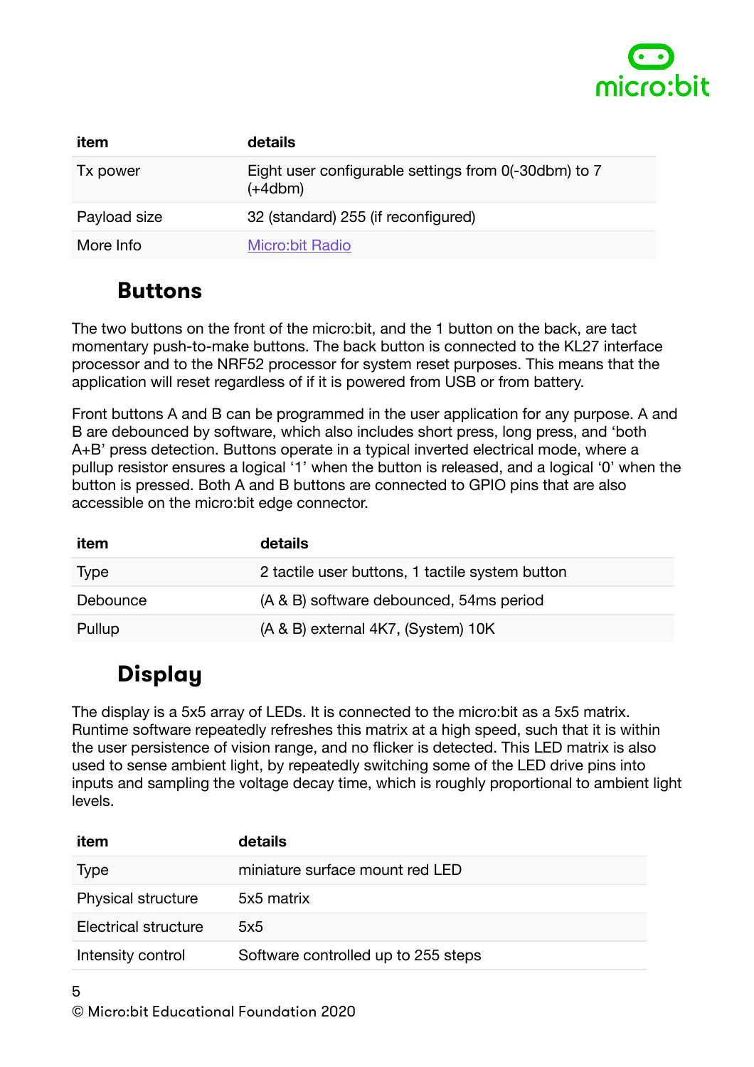| item | details |
| --- | --- |
| Tx power | Eight user configurable settings from 0(-30dbm) to 7 (+4dbm) |
| Payload size | 32 (standard) 255 (if reconfigured) |
| More Info | Micro:bit Radio |

## Buttons

The two buttons on the front of the micro:bit, and the 1 button on the back, are tact momentary push-to-make buttons. The back button is connected to the KL27 interface processor and to the NRF52 processor for system reset purposes. This means that the application will reset regardless of if it is powered from USB or from battery.

Front buttons A and B can be programmed in the user application for any purpose. A and B are debounced by software, which also includes short press, long press, and 'both A+B' press detection. Buttons operate in a typical inverted electrical mode, where a pullup resistor ensures a logical '1' when the button is released, and a logical '0' when the button is pressed. Both A and B buttons are connected to GPIO pins that are also accessible on the micro:bit edge connector.

| item | details |
| --- | --- |
| Type | 2 tactile user buttons, 1 tactile system button |
| Debounce | (A & B) software debounced, 54ms period |
| Pullup | (A & B) external 4K7, (System) 10K |

## Display

The display is a 5x5 array of LEDs. It is connected to the micro:bit as a 5x5 matrix. Runtime software repeatedly refreshes this matrix at a high speed, such that it is within the user persistence of vision range, and no flicker is detected. This LED matrix is also used to sense ambient light, by repeatedly switching some of the LED drive pins into inputs and sampling the voltage decay time, which is roughly proportional to ambient light levels.

| item | details |
| --- | --- |
| Type | miniature surface mount red LED |
| Physical structure | 5x5 matrix |
| Electrical structure | 5x5 |
| Intensity control | Software controlled up to 255 steps |

© Micro:bit Educational Foundation 2020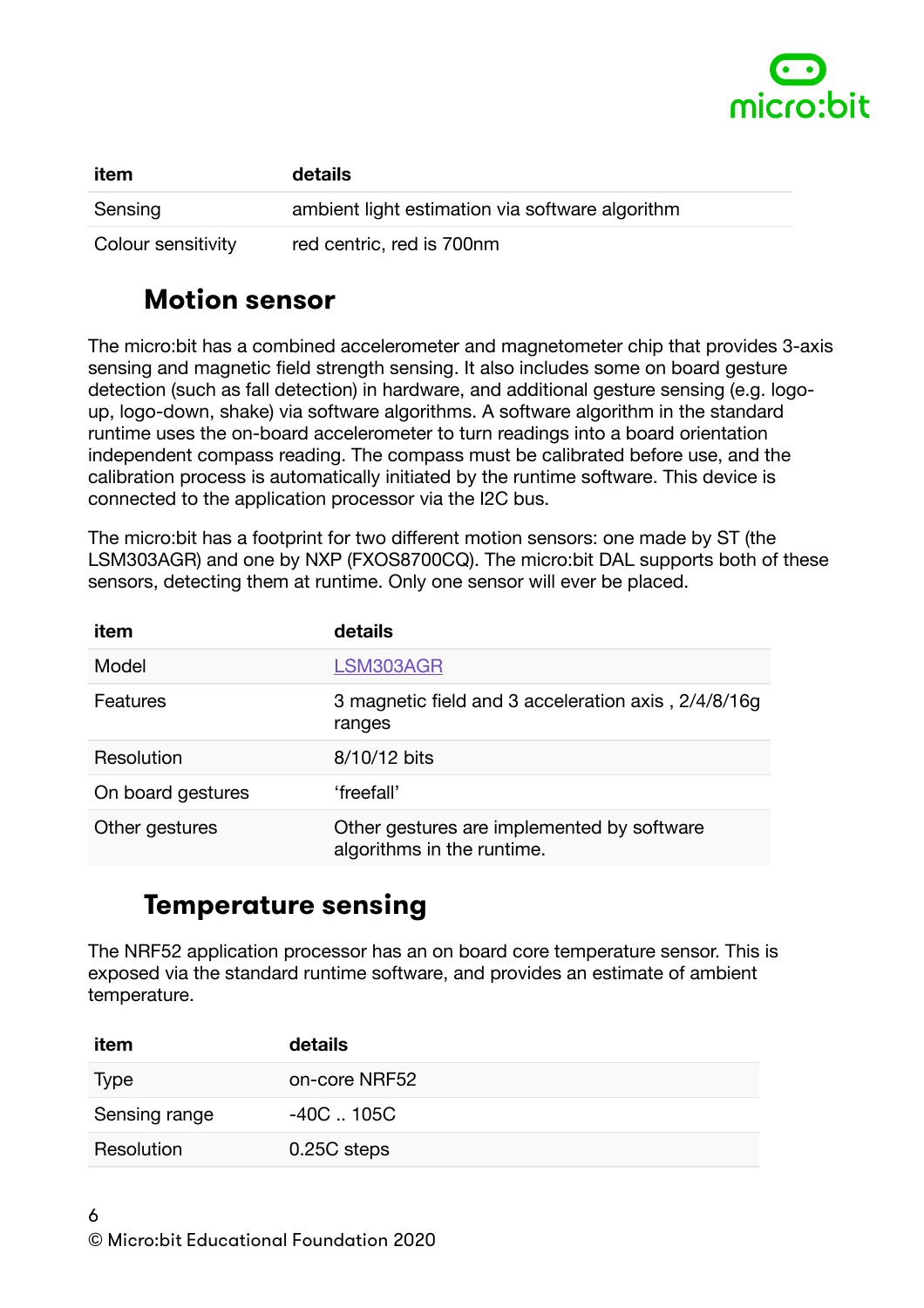| item | details |
| --- | --- |
| Sensing | ambient light estimation via software algorithm |
| Colour sensitivity | red centric, red is 700nm |

## Motion sensor

The micro:bit has a combined accelerometer and magnetometer chip that provides 3-axis sensing and magnetic field strength sensing. It also includes some on board gesture detection (such as fall detection) in hardware, and additional gesture sensing (e.g. logo-up, logo-down, shake) via software algorithms. A software algorithm in the standard runtime uses the on-board accelerometer to turn readings into a board orientation independent compass reading. The compass must be calibrated before use, and the calibration process is automatically initiated by the runtime software. This device is connected to the application processor via the I2C bus.

The micro:bit has a footprint for two different motion sensors: one made by ST (the LSM303AGR) and one by NXP (FXOS8700CQ). The micro:bit DAL supports both of these sensors, detecting them at runtime. Only one sensor will ever be placed.

| item | details |
| --- | --- |
| Model | LSM303AGR |
| Features | 3 magnetic field and 3 acceleration axis , 2/4/8/16g ranges |
| Resolution | 8/10/12 bits |
| On board gestures | 'freefall' |
| Other gestures | Other gestures are implemented by software algorithms in the runtime. |

## Temperature sensing

The NRF52 application processor has an on board core temperature sensor. This is exposed via the standard runtime software, and provides an estimate of ambient temperature.

| item | details |
| --- | --- |
| Type | on-core NRF52 |
| Sensing range | -40C .. 105C |
| Resolution | 0.25C steps |

© Micro:bit Educational Foundation 2020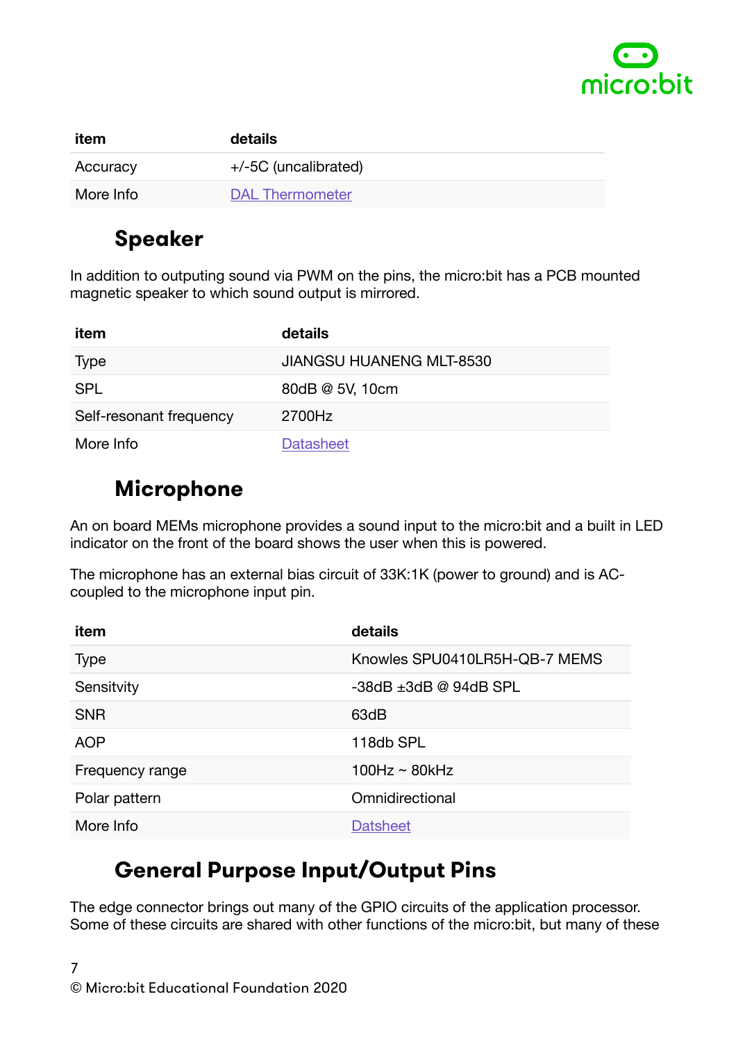| item | details |
| --- | --- |
| Accuracy | +/-5C (uncalibrated) |
| More Info | [DAL Thermometer]() |

## Speaker

In addition to outputing sound via PWM on the pins, the micro:bit has a PCB mounted magnetic speaker to which sound output is mirrored.

| item | details |
| --- | --- |
| Type | JIANGSU HUANENG MLT-8530 |
| SPL | 80dB @ 5V, 10cm |
| Self-resonant frequency | 2700Hz |
| More Info | [Datasheet]() |

## Microphone

An on board MEMs microphone provides a sound input to the micro:bit and a built in LED indicator on the front of the board shows the user when this is powered.

The microphone has an external bias circuit of 33K:1K (power to ground) and is AC-coupled to the microphone input pin.

| item | details |
| --- | --- |
| Type | Knowles SPU0410LR5H-QB-7 MEMS |
| Sensitvity | -38dB ±3dB @ 94dB SPL |
| SNR | 63dB |
| AOP | 118db SPL |
| Frequency range | 100Hz ~ 80kHz |
| Polar pattern | Omnidirectional |
| More Info | [Datsheet]() |

## General Purpose Input/Output Pins

The edge connector brings out many of the GPIO circuits of the application processor. Some of these circuits are shared with other functions of the micro:bit, but many of these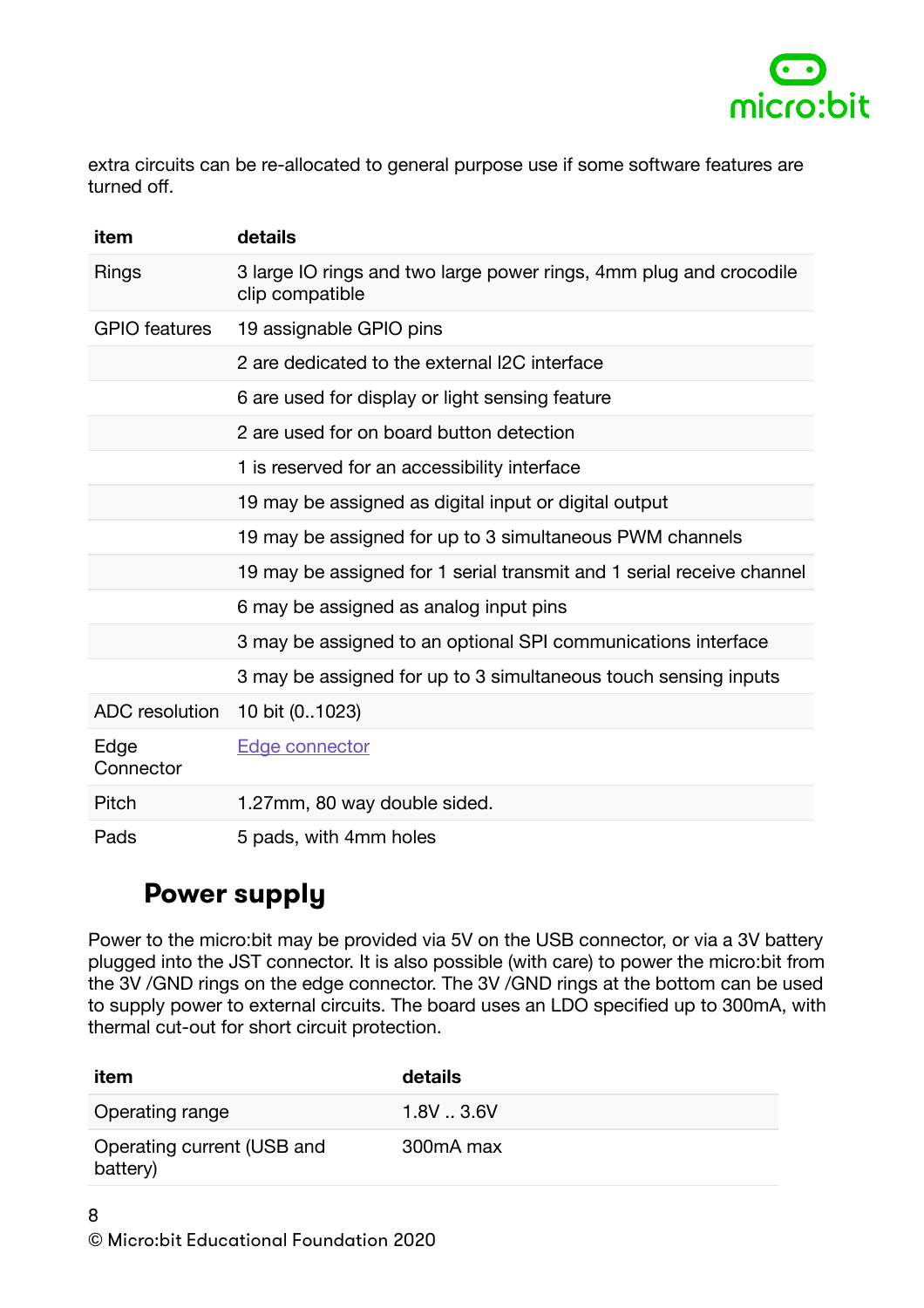extra circuits can be re-allocated to general purpose use if some software features are turned off.

| item | details |
| --- | --- |
| Rings | 3 large IO rings and two large power rings, 4mm plug and crocodile clip compatible |
| GPIO features | 19 assignable GPIO pins |
| | 2 are dedicated to the external I2C interface |
| | 6 are used for display or light sensing feature |
| | 2 are used for on board button detection |
| | 1 is reserved for an accessibility interface |
| | 19 may be assigned as digital input or digital output |
| | 19 may be assigned for up to 3 simultaneous PWM channels |
| | 19 may be assigned for 1 serial transmit and 1 serial receive channel |
| | 6 may be assigned as analog input pins |
| | 3 may be assigned to an optional SPI communications interface |
| | 3 may be assigned for up to 3 simultaneous touch sensing inputs |
| ADC resolution | 10 bit (0..1023) |
| Edge Connector | Edge connector |
| Pitch | 1.27mm, 80 way double sided. |
| Pads | 5 pads, with 4mm holes |

## Power supply

Power to the micro:bit may be provided via 5V on the USB connector, or via a 3V battery plugged into the JST connector. It is also possible (with care) to power the micro:bit from the 3V /GND rings on the edge connector. The 3V /GND rings at the bottom can be used to supply power to external circuits. The board uses an LDO specified up to 300mA, with thermal cut-out for short circuit protection.

| item | details |
| --- | --- |
| Operating range | 1.8V .. 3.6V |
| Operating current (USB and battery) | 300mA max |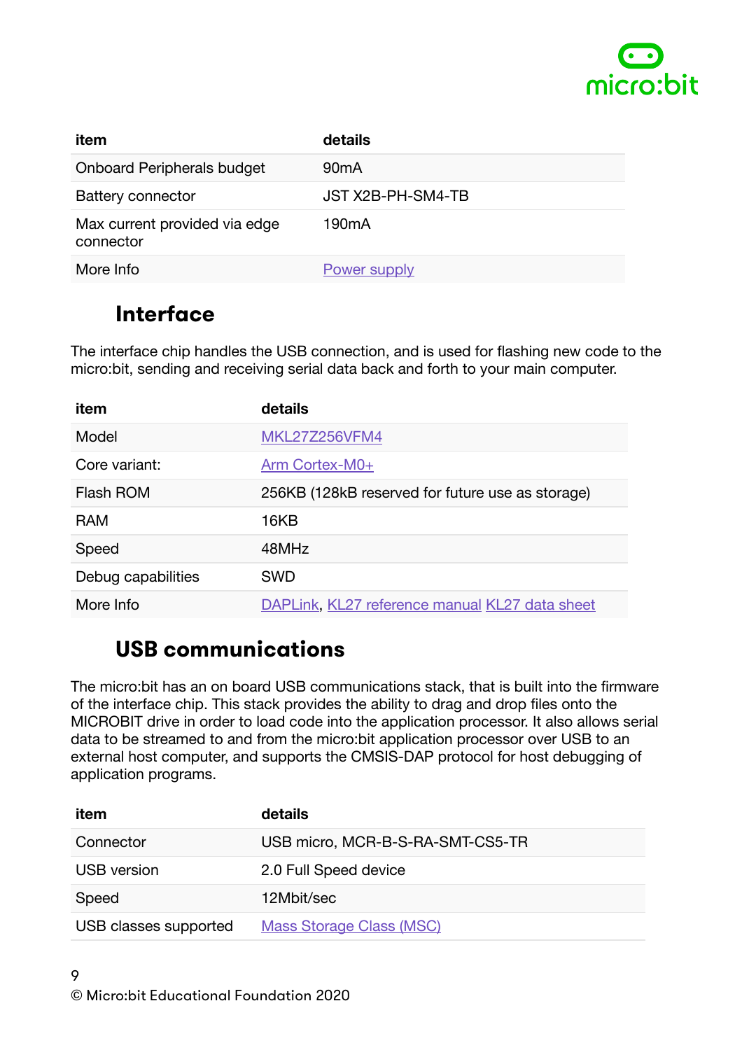| item | details |
| --- | --- |
| Onboard Peripherals budget | 90mA |
| Battery connector | JST X2B-PH-SM4-TB |
| Max current provided via edge connector | 190mA |
| More Info | [Power supply]() |

## Interface

The interface chip handles the USB connection, and is used for flashing new code to the micro:bit, sending and receiving serial data back and forth to your main computer.

| item | details |
| --- | --- |
| Model | [MKL27Z256VFM4]() |
| Core variant: | [Arm Cortex-M0+]() |
| Flash ROM | 256KB (128kB reserved for future use as storage) |
| RAM | 16KB |
| Speed | 48MHz |
| Debug capabilities | SWD |
| More Info | [DAPLink](), [KL27 reference manual]() [KL27 data sheet]() |

## USB communications

The micro:bit has an on board USB communications stack, that is built into the firmware of the interface chip. This stack provides the ability to drag and drop files onto the MICROBIT drive in order to load code into the application processor. It also allows serial data to be streamed to and from the micro:bit application processor over USB to an external host computer, and supports the CMSIS-DAP protocol for host debugging of application programs.

| item | details |
| --- | --- |
| Connector | USB micro, MCR-B-S-RA-SMT-CS5-TR |
| USB version | 2.0 Full Speed device |
| Speed | 12Mbit/sec |
| USB classes supported | [Mass Storage Class (MSC)]() |

© Micro:bit Educational Foundation 2020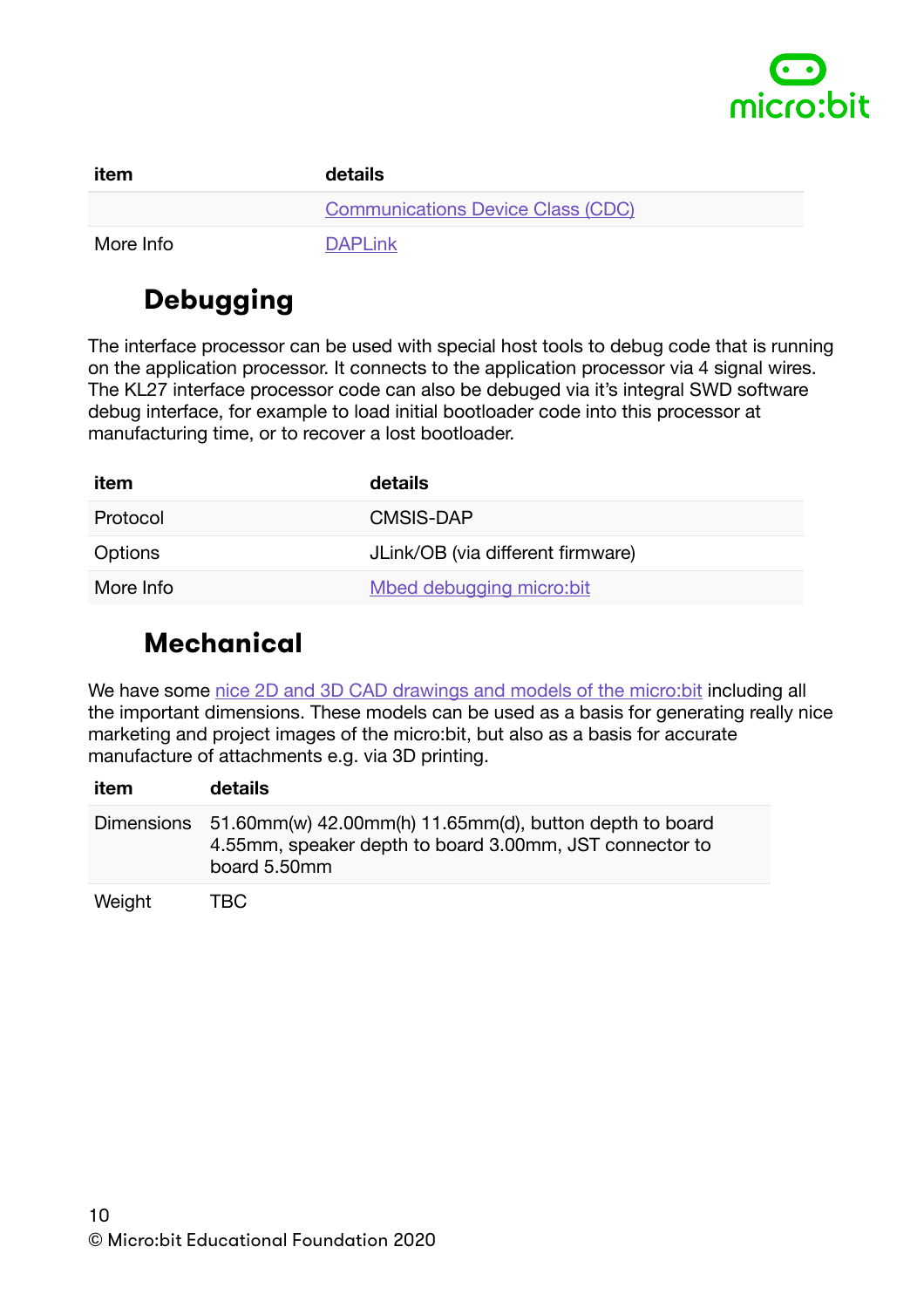| item | details |
| --- | --- |
| | Communications Device Class (CDC) |
| More Info | DAPLink |

## Debugging

The interface processor can be used with special host tools to debug code that is running on the application processor. It connects to the application processor via 4 signal wires. The KL27 interface processor code can also be debuged via it's integral SWD software debug interface, for example to load initial bootloader code into this processor at manufacturing time, or to recover a lost bootloader.

| item | details |
| --- | --- |
| Protocol | CMSIS-DAP |
| Options | JLink/OB (via different firmware) |
| More Info | Mbed debugging micro:bit |

## Mechanical

We have some nice 2D and 3D CAD drawings and models of the micro:bit including all the important dimensions. These models can be used as a basis for generating really nice marketing and project images of the micro:bit, but also as a basis for accurate manufacture of attachments e.g. via 3D printing.

| item | details |
| --- | --- |
| Dimensions | 51.60mm(w) 42.00mm(h) 11.65mm(d), button depth to board 4.55mm, speaker depth to board 3.00mm, JST connector to board 5.50mm |
| Weight | TBC |

© Micro:bit Educational Foundation 2020